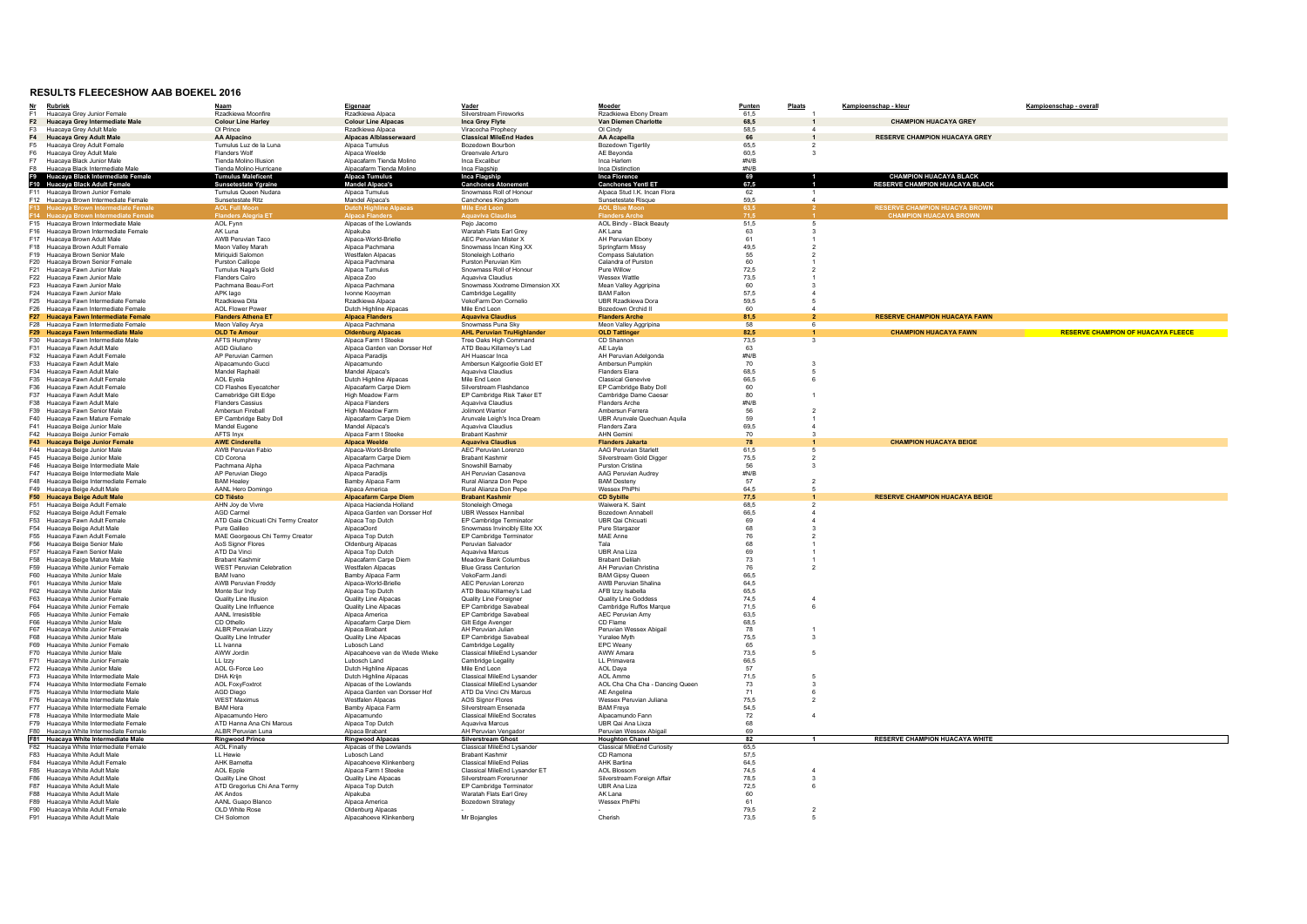# RESULTS FLEECESHOW AAB BOEKEL 2016

| Nr | Rubriek | Naam | Eigenaar | Vader | Moeder | Punten | Plaats | Kampioenschap - kleur | Kampioenschap - overall |
|---|---|---|---|---|---|---|---|---|---|
| F1 | Huacaya Grey Junior Female | Rzadkiewa Moonfire | Rzadkiewa Alpaca | Silverstream Fireworks | Rzadkiewa Ebony Dream | 61,5 | 1 | | |
| F2 | **Huacaya Grey Intermediate Male** | **Colour Line Harley** | **Colour Line Alpacas** | **Inca Grey Flyte** | **Van Diemen Charlotte** | **68,5** | **1** | **CHAMPION HUACAYA GREY** | |
| F3 | Huacaya Grey Adult Male | OI Prince | Mandel Alpaca's | Viracocha Prophecy | OI Cindy | 58,5 | 4 | | |
| F4 | **Huacaya Grey Adult Male** | **AA Alpacino** | **Alpacas Alblasserwaard** | **Classical MileEnd Hades** | **AA Acapella** | **66** | **1** | **RESERVE CHAMPION HUACAYA GREY** | |
| F5 | Huacaya Grey Adult Male | Tumulus Luz de la Luna | Alpaca Tumulus | Bozedown Bourbon | Bozedown Tigerlily | 65,5 | 2 | | |
| F6 | Huacaya Grey Adult Male | Flanders Wolf | Alpaca Weelde | Greenvale Arturo | AE Beyonda | 60,5 | 3 | | |
| F7 | Huacaya Black Junior Male | Tienda Molino Illusion | Alpacafarm Tienda Molino | Inca Excalibur | Inca Harlem | #N/B | | | |
| F8 | Huacaya Black Intermediate Male | Tienda Molino Hurricane | Alpacafarm Tienda Molino | Inca Flagship | Inca Distinction | #N/B | | | |
| F9 | **Huacaya Black Intermediate Female** | **Tumulus Maleficent** | **Alpaca Tumulus** | **Inca Flagship** | **Inca Florence** | **69** | **1** | **CHAMPION HUACAYA BLACK** | |
| F10 | **Huacaya Black Adult Female** | **Sunsetestate Ygraine** | **Mandel Alpaca's** | **Canchones Atonement** | **Canchones Yentl ET** | **67,5** | **1** | **RESERVE CHAMPION HUACAYA BLACK** | |
| F11 | Huacaya Brown Junior Female | Tumulus Queen Nudara | Alpaca Tumulus | Snowmass Roll of Honour | Alpaca Stud I.K. Incan Flora | 62 | 1 | | |
| F12 | Huacaya Brown Intermediate Female | Sunsetestate Ritz | Mandel Alpaca's | Canchones Kingdom | Sunsetestate Risque | 59,5 | 4 | | |
| F13 | **Huacaya Brown Intermediate Female** | **AOL Full Moon** | **Dutch Highline Alpacas** | **Mile End Leon** | **AOL Blue Moon** | **63,5** | **2** | **RESERVE CHAMPION HUACYA BROWN** | |
| F14 | **Huacaya Brown Intermediate Female** | **Flanders Alegria ET** | **Alpaca Flanders** | **Aquaviva Claudius** | **Flanders Arche** | **71,5** | **1** | **CHAMPION HUACAYA BROWN** | |
| F15 | Huacaya Brown Intermediate Male | AOL Fynn | Alpacas of the Lowlands | Pejo Jacomo | AOL Bindy - Black Beauty | 51,5 | 5 | | |
| F16 | Huacaya Brown Intermediate Female | AK Luna | Alpakuba | Waratah Flats Earl Grey | AK Lana | 63 | 3 | | |
| F17 | Huacaya Brown Adult Male | AWB Peruvian Taco | Alpaca-World-Brielle | AEC Peruvian Mister X | AH Peruvian Ebony | 61 | 1 | | |
| F18 | Huacaya Brown Adult Female | Meon Valley Marah | Alpaca Pachmana | Snowmass Incan King XX | Springfarm Missy | 49,5 | 2 | | |
| F19 | Huacaya Brown Senior Male | Miriquidi Salomon | Westfalen Alpacas | Stoneleigh Lothario | Compass Salutation | 55 | 2 | | |
| F20 | Huacaya Brown Senior Female | Purston Calliope | Alpaca Pachmana | Purston Peruvian Kim | Calandra of Purston | 60 | 1 | | |
| F21 | Huacaya Fawn Junior Male | Tumulus Naga's Gold | Alpaca Tumulus | Snowmass Roll of Honour | Pure Willow | 72,5 | 2 | | |
| F22 | Huacaya Fawn Junior Male | Flanders Cairo | Alpaca Zoo | Aquaviva Claudius | Wessex Wattle | 73,5 | 1 | | |
| F23 | Huacaya Fawn Junior Male | Pachmana Beau-Fort | Alpaca Pachmana | Snowmass Xxxtreme Dimension XX | Mean Valley Aggripina | 60 | 3 | | |
| F24 | Huacaya Fawn Junior Male | APK Iago | Ivonne Kooyman | Cambridge Legality | BAM Fallon | 57,5 | 4 | | |
| F25 | Huacaya Fawn Intermediate Female | Rzadkiewa Dita | Rzadkiewa Alpaca | VekoFarm Don Cornelio | UBR Rzadkiewa Dora | 59,5 | 5 | | |
| F26 | Huacaya Fawn Intermediate Female | AOL Flower Power | Dutch Highline Alpacas | Mile End Leon | Bozedown Orchid II | 60 | 4 | | |
| F27 | **Huacaya Fawn Intermediate Female** | **Flanders Athena ET** | **Alpaca Flanders** | **Aquaviva Claudius** | **Flanders Arche** | **81,5** | **2** | **RESERVE CHAMPION HUACAYA FAWN** | |
| F28 | Huacaya Fawn Intermediate Female | Meon Valley Anya | Alpaca Pachmana | Snowmass Puna Sky | Meon Valley Aggripina | 58 | 6 | | |
| F29 | **Huacaya Fawn Intermediate Male** | **OLD Te Amour** | **Oldenburg Alpacas** | **AHL Peruvian TruHighlander** | **OLD Tattinger** | **82,5** | **1** | **CHAMPION HUACAYA FAWN** | **RESERVE CHAMPION OF HUACAYA FLEECE** |
| F30 | Huacaya Fawn Intermediate Male | AFTS Humphrey | Alpaca Farm t Steeke | Tree Oaks High Command | CD Shannon | 73,5 | 3 | | |
| F31 | Huacaya Fawn Adult Male | AGD Giuliano | Alpaca Garden van Dorsser Hof | ATD Beau Killarney's Lad | AE Layla | 63 | | | |
| F32 | Huacaya Fawn Adult Female | AP Peruvian Carmen | Alpaca Paradijs | AH Huascar Inca | AH Peruvian Adelgonda | #N/B | | | |
| F33 | Huacaya Fawn Adult Male | Alpacamundo Gucci | Alpacamundo | Ambersun Kalgoorlie Gold ET | Ambersun Pumpkin | 70 | 3 | | |
| F34 | Huacaya Fawn Adult Male | Mandel Raphaël | Mandel Alpaca's | Aquaviva Claudius | Flanders Elara | 68,5 | 5 | | |
| F35 | Huacaya Fawn Adult Female | AOL Eyela | Dutch Highline Alpacas | Mile End Leon | Classical Genevive | 66,5 | 6 | | |
| F36 | Huacaya Fawn Adult Female | CD Flashes Eyecatcher | Alpacafarm Carpe Diem | Silverstream Flashdance | EP Cambridge Baby Doll | 60 | | | |
| F37 | Huacaya Fawn Adult Male | Camebridge Gilt Edge | High Meadow Farm | EP Cambridge Risk Taker ET | Cambridge Dame Caesar | 80 | 1 | | |
| F38 | Huacaya Fawn Adult Male | Flanders Cassius | Alpaca Flanders | Aquaviva Claudius | Flanders Arche | #N/B | | | |
| F39 | Huacaya Fawn Senior Male | Ambersun Fireball | High Meadow Farm | Jolimont Warrior | Ambersun Ferrera | 56 | 2 | | |
| F40 | Huacaya Fawn Mature Female | EP Cambridge Baby Doll | Alpacafarm Carpe Diem | Arunvale Leigh's Inca Dream | UBR Arunvale Quechuan Aquila | 59 | 1 | | |
| F41 | Huacaya Beige Junior Male | Mandel Eugene | Mandel Alpaca's | Aquaviva Claudius | Flanders Zara | 69,5 | 4 | | |
| F42 | Huacaya Beige Junior Female | AFTS Inyx | Alpaca Farm t Steeke | Brabant Kashmir | AHN Gemini | 70 | 3 | | |
| F43 | **Huacaya Beige Junior Female** | **AWE Cinderella** | **Alpaca Weelde** | **Aquaviva Claudius** | **Flanders Jakarta** | **78** | **1** | **CHAMPION HUACAYA BEIGE** | |
| F44 | Huacaya Beige Junior Male | AWB Peruvian Fabio | Alpaca-World-Brielle | AEC Peruvian Lorenzo | AAG Peruvian Starlett | 61,5 | 5 | | |
| F45 | Huacaya Beige Junior Male | CD Corona | Alpacafarm Carpe Diem | Brabant Kashmir | Silverstream Gold Digger | 75,5 | 2 | | |
| F46 | Huacaya Beige Intermediate Male | Pachmana Alpha | Alpaca Pachmana | Snowhill Barnaby | Purston Cristina | 56 | 3 | | |
| F47 | Huacaya Beige Intermediate Male | AP Peruvian Diego | Alpaca Paradijs | AH Peruvian Casanova | AAG Peruvian Audrey | #N/B | | | |
| F48 | Huacaya Beige Intermediate Female | BAM Healey | Bamby Alpaca Farm | Rural Alianza Don Pepe | BAM Desteny | 57 | 2 | | |
| F49 | Huacaya Beige Adult Male | AANL Hero Domingo | Alpaca America | Rural Alianza Don Pepe | Wessex PhiPhi | 64,5 | 5 | | |
| F50 | **Huacaya Beige Adult Male** | **CD Tiësto** | **Alpacafarm Carpe Diem** | **Brabant Kashmir** | **CD Sybille** | **77,5** | **1** | **RESERVE CHAMPION HUACAYA BEIGE** | |
| F51 | Huacaya Beige Adult Female | AHN Joy de Vivre | Alpaca Hacienda Holland | Stoneleigh Omega | Waiwera K. Saint | 68,5 | 2 | | |
| F52 | Huacaya Beige Adult Female | AGD Carmel | Alpaca Garden van Dorsser Hof | UBR Wessex Hannibal | Bozedown Annabell | 66,5 | 4 | | |
| F53 | Huacaya Fawn Adult Female | ATD Gaia Chicuati Chi Termy Creator | Alpaca Top Dutch | EP Cambridge Terminator | UBR Qai Chicuati | 69 | 4 | | |
| F54 | Huacaya Beige Adult Male | Pure Galileo | AlpacaOord | Snowmass Invincibly Elite XX | Pure Stargazer | 68 | 3 | | |
| F55 | Huacaya Fawn Adult Female | MAE Georgeous Chi Termy Creator | Alpaca Top Dutch | EP Cambridge Terminator | MAE Anne | 76 | 2 | | |
| F56 | Huacaya Beige Senior Male | AoS Signor Flores | Oldenburg Alpacas | Peruvian Salvador | Tala | 68 | 1 | | |
| F57 | Huacaya Fawn Senior Male | ATD Da Vinci | Alpaca Top Dutch | Aquaviva Marcus | UBR Ana Liza | 69 | 1 | | |
| F58 | Huacaya Beige Mature Male | Brabant Kashmir | Alpacafarm Carpe Diem | Meadow Bank Columbus | Brabant Delilah | 73 | 1 | | |
| F59 | Huacaya White Junior Female | WEST Peruvian Celebration | Westfalen Alpacas | Blue Grass Centurion | AH Peruvian Christina | 76 | 2 | | |
| F60 | Huacaya White Junior Male | BAM Ivano | Bamby Alpaca Farm | VekoFarm Jandi | BAM Gipsy Queen | 66,5 | | | |
| F61 | Huacaya White Junior Male | AWB Peruvian Freddy | Alpaca-World-Brielle | AEC Peruvian Lorenzo | AWB Peruvian Shalina | 64,5 | | | |
| F62 | Huacaya White Junior Male | Monte Sur Indy | Alpaca Top Dutch | ATD Beau Killarney's Lad | AFB Izzy Isabella | 65,5 | | | |
| F63 | Huacaya White Junior Female | Quality Line Illusion | Quality Line Alpacas | Quality Line Foreigner | Quality Line Goddess | 74,5 | 4 | | |
| F64 | Huacaya White Junior Female | Quality Line Influence | Quality Line Alpacas | EP Cambridge Savabeal | Cambridge Ruffos Marque | 71,5 | 6 | | |
| F65 | Huacaya White Junior Female | AANL Irresistible | Alpaca America | EP Cambridge Savabeal | AEC Peruvian Amy | 63,5 | | | |
| F66 | Huacaya White Junior Male | CD Othello | Alpacafarm Carpe Diem | Gilt Edge Avenger | CD Flame | 68,5 | | | |
| F67 | Huacaya White Junior Female | ALBR Peruvian Lizzy | Alpaca Brabant | AH Peruvian Julian | Peruvian Wessex Abigail | 78 | 1 | | |
| F68 | Huacaya White Junior Male | Quality Line Intruder | Quality Line Alpacas | EP Cambridge Savabeal | Yuralee Myth | 75,5 | 3 | | |
| F69 | Huacaya White Junior Female | LL Ivanna | Lubosch Land | Cambridge Legality | EPC Weany | 65 | | | |
| F70 | Huacaya White Junior Male | AWW Jordin | Alpacahoeve van de Wiede Wieke | Classical MileEnd Lysander | AWW Amara | 73,5 | 5 | | |
| F71 | Huacaya White Junior Female | LL Izzy | Lubosch Land | Cambridge Legality | LL Primavera | 66,5 | | | |
| F72 | Huacaya White Junior Male | AOL G-Force Leo | Dutch Highline Alpacas | Mile End Leon | AOL Daya | 57 | | | |
| F73 | Huacaya White Intermediate Male | DHA Krijn | Dutch Highline Alpacas | Classical MileEnd Lysander | AOL Amme | 71,5 | 5 | | |
| F74 | Huacaya White Intermediate Female | AOL FoxyFoxtrot | Alpacas of the Lowlands | Classical MileEnd Lysander | AOL Cha Cha Cha - Dancing Queen | 73 | 3 | | |
| F75 | Huacaya White Intermediate Male | AGD Diego | Alpaca Garden van Dorsser Hof | ATD Da Vinci Chi Marcus | AE Angelina | 71 | 6 | | |
| F76 | Huacaya White Intermediate Male | WEST Maximus | Westfalen Alpacas | AOS Signor Flores | Wessex Peruvian Juliana | 75,5 | 2 | | |
| F77 | Huacaya White Intermediate Female | BAM Hera | Bamby Alpaca Farm | Silverstream Ensenada | BAM Freya | 54,5 | | | |
| F78 | Huacaya White Intermediate Male | Alpacamundo Hero | Alpacamundo | Classical MileEnd Socrates | Alpacamundo Fann | 72 | 4 | | |
| F79 | Huacaya White Intermediate Female | ATD Hanna Ana Chi Marcus | Alpaca Top Dutch | Aquaviva Marcus | UBR Qai Ana Lixza | 68 | | | |
| F80 | Huacaya White Intermediate Female | ALBR Peruvian Luna | Alpaca Brabant | AH Peruvian Vengador | Peruvian Wessex Abigail | 69 | | | |
| F81 | **Huacaya White Intermediate Male** | **Ringwood Prince** | **Ringwood Alpacas** | **Silverstream Ghost** | **Houghton Chanel** | **82** | **1** | **RESERVE CHAMPION HUACAYA WHITE** | |
| F82 | Huacaya White Intermediate Female | AOL Finally | Alpacas of the Lowlands | Classical MileEnd Lysander | Classical MileEnd Curiosity | 65,5 | | | |
| F83 | Huacaya White Adult Male | LL Hewie | Lubosch Land | Brabant Kashmir | CD Ramona | 57,5 | | | |
| F84 | Huacaya White Adult Female | AHK Barnetta | Alpacahoeve Klinkenberg | Classical MileEnd Pelias | AHK Bartina | 64,5 | | | |
| F85 | Huacaya White Adult Male | AOL Epple | Alpaca Farm t Steeke | Classical MileEnd Lysander ET | AOL Blossom | 74,5 | 4 | | |
| F86 | Huacaya White Adult Male | Quality Line Ghost | Quality Line Alpacas | Silverstream Forerunner | Silverstream Foreign Affair | 78,5 | 3 | | |
| F87 | Huacaya White Adult Male | ATD Gregorius Chi Ana Termy | Alpaca Top Dutch | EP Cambridge Terminator | UBR Ana Liza | 72,5 | 6 | | |
| F88 | Huacaya White Adult Male | AK Andos | Alpakuba | Waratah Flats Earl Grey | AK Lana | 60 | | | |
| F89 | Huacaya White Adult Male | AANL Guapo Blanco | Alpaca America | Bozedown Strategy | Wessex PhiPhi | 61 | | | |
| F90 | Huacaya White Adult Female | OLD White Rose | Oldenburg Alpacas | - | - | 79,5 | 2 | | |
| F91 | Huacaya White Adult Male | CH Solomon | Alpacahoeve Klinkenberg | Mr Bojangles | Cherish | 73,5 | 5 | | |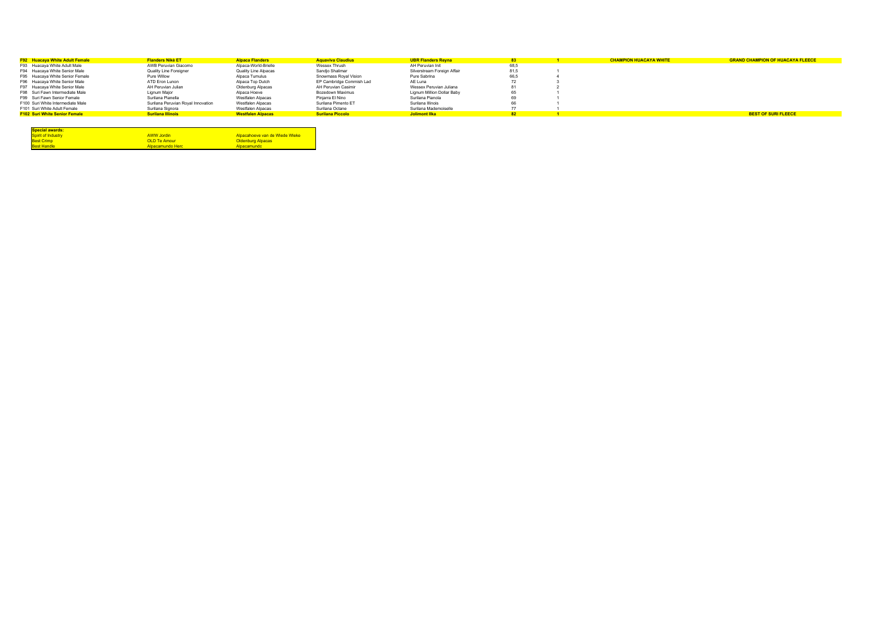| | | | | | | | | |
|---|---|---|---|---|---|---|---|---|
| **F92 Huacaya White Adult Female** | **Flanders Nikè ET** | **Alpaca Flanders** | **Aquaviva Claudius** | **UBR Flanders Reyna** | **83** | **1** | **CHAMPION HUACAYA WHITE** | **GRAND CHAMPION OF HUACAYA FLEECE** |
| F93 Huacaya White Adult Male | AWB Peruvian Giacomo | Alpaca-World-Brielle | Wessex Thrush | AH Peruvian Init | 68,5 | | | |
| F94 Huacaya White Senior Male | Quality Line Foreigner | Quality Line Alpacas | Sandjo Shalimar | Silverstream Foreign Affair | 81,5 | 1 | | |
| F95 Huacaya White Senior Female | Pure Willow | Alpaca Tumulus | Snowmass Royal Vision | Pure Sabrina | 66,5 | 4 | | |
| F96 Huacaya White Senior Male | ATD Eron Lunon | Alpaca Top Dutch | EP Cambridge Commish Lad | AE Luna | 72 | 3 | | |
| F97 Huacaya White Senior Male | AH Peruvian Julian | Oldenburg Alpacas | AH Peruvian Casimir | Wessex Peruvian Juliana | 81 | 2 | | |
| F98 Suri Fawn Intermediate Male | Lignum Major | Alpaca Hoeve | Bozedown Maximus | Lignum Million Dollar Baby | 65 | 1 | | |
| F99 Suri Fawn Senior Female | Surilana Pianella | Westfalen Alpacas | Pinjarra El Nino | Surilana Pianola | 69 | 1 | | |
| F100 Suri White Intermediate Male | Surilana Peruvian Royal Innovation | Westfalen Alpacas | Surilana Pimento ET | Surilana Illinois | 66 | 1 | | |
| F101 Suri White Adult Female | Surilana Signora | Westfalen Alpacas | Surilana Octane | Surilana Mademoiselle | 77 | 1 | | |
| **F102 Suri White Senior Female** | **Surilana Illinois** | **Westfalen Alpacas** | **Surilana Piccolo** | **Jolimont Ilka** | **82** | **1** | | **BEST OF SURI FLEECE** |

| **Special awards:** | | |
|---|---|---|
| Spirit of Industry | AWW Jordin | Alpacahoeve van de Wiede Wieke |
| Best Crimp | OLD Te Amour | Oldenburg Alpacas |
| Best Handle | Alpacamundo Herc | Alpacamundo |